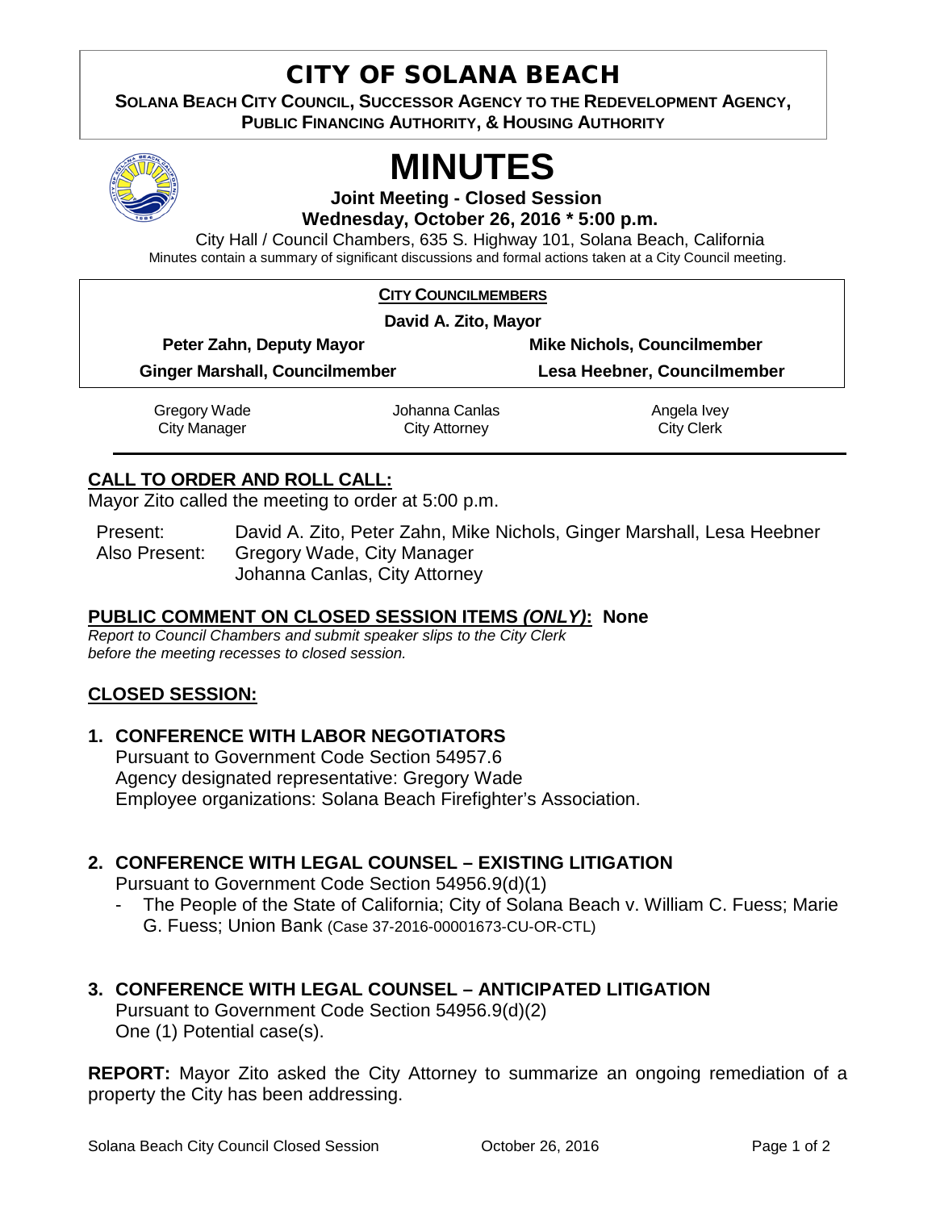# CITY OF SOLANA BEACH

**SOLANA BEACH CITY COUNCIL, SUCCESSOR AGENCY TO THE REDEVELOPMENT AGENCY, PUBLIC FINANCING AUTHORITY, & HOUSING AUTHORITY**

# MINUTES

**Joint Meeting - Closed Session**
**Wednesday, October 26, 2016 * 5:00 p.m.**

City Hall / Council Chambers, 635 S. Highway 101, Solana Beach, California

Minutes contain a summary of significant discussions and formal actions taken at a City Council meeting.

**CITY COUNCILMEMBERS**

**David A. Zito, Mayor**

| | |
|---|---|
| **Peter Zahn, Deputy Mayor** | **Mike Nichols, Councilmember** |
| **Ginger Marshall, Councilmember** | **Lesa Heebner, Councilmember** |

| | | |
|---|---|---|
| Gregory Wade<br>City Manager | Johanna Canlas<br>City Attorney | Angela Ivey<br>City Clerk |

## CALL TO ORDER AND ROLL CALL:

Mayor Zito called the meeting to order at 5:00 p.m.

Present: David A. Zito, Peter Zahn, Mike Nichols, Ginger Marshall, Lesa Heebner
Also Present: Gregory Wade, City Manager
Johanna Canlas, City Attorney

## PUBLIC COMMENT ON CLOSED SESSION ITEMS *(ONLY)*: None

*Report to Council Chambers and submit speaker slips to the City Clerk before the meeting recesses to closed session.*

## CLOSED SESSION:

**1. CONFERENCE WITH LABOR NEGOTIATORS**
Pursuant to Government Code Section 54957.6
Agency designated representative: Gregory Wade
Employee organizations: Solana Beach Firefighter's Association.

**2. CONFERENCE WITH LEGAL COUNSEL – EXISTING LITIGATION**
Pursuant to Government Code Section 54956.9(d)(1)

- The People of the State of California; City of Solana Beach v. William C. Fuess; Marie G. Fuess; Union Bank (Case 37-2016-00001673-CU-OR-CTL)

**3. CONFERENCE WITH LEGAL COUNSEL – ANTICIPATED LITIGATION**
Pursuant to Government Code Section 54956.9(d)(2)
One (1) Potential case(s).

**REPORT:** Mayor Zito asked the City Attorney to summarize an ongoing remediation of a property the City has been addressing.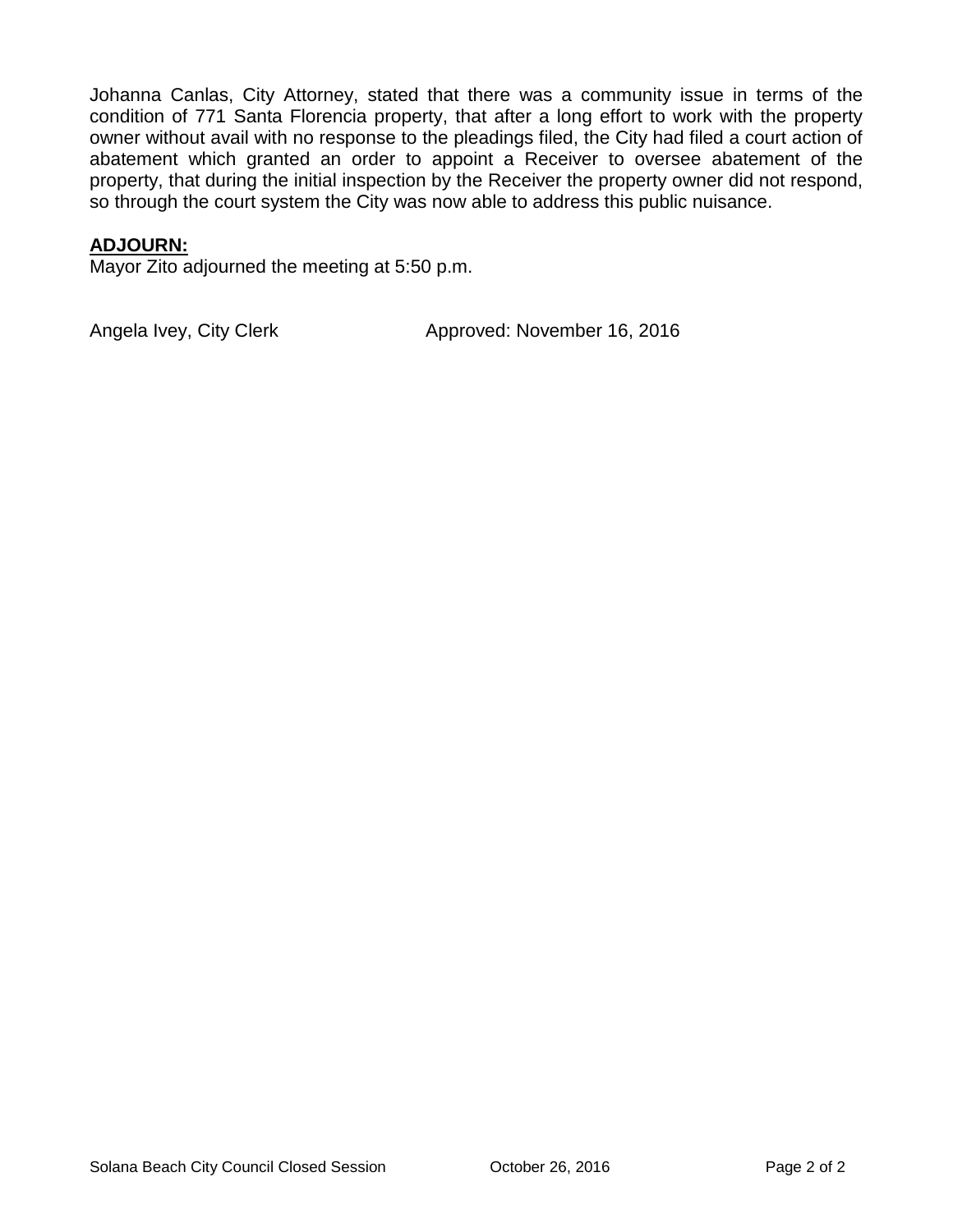Johanna Canlas, City Attorney, stated that there was a community issue in terms of the condition of 771 Santa Florencia property, that after a long effort to work with the property owner without avail with no response to the pleadings filed, the City had filed a court action of abatement which granted an order to appoint a Receiver to oversee abatement of the property, that during the initial inspection by the Receiver the property owner did not respond, so through the court system the City was now able to address this public nuisance.

**ADJOURN:**

Mayor Zito adjourned the meeting at 5:50 p.m.

Angela Ivey, City Clerk    Approved: November 16, 2016